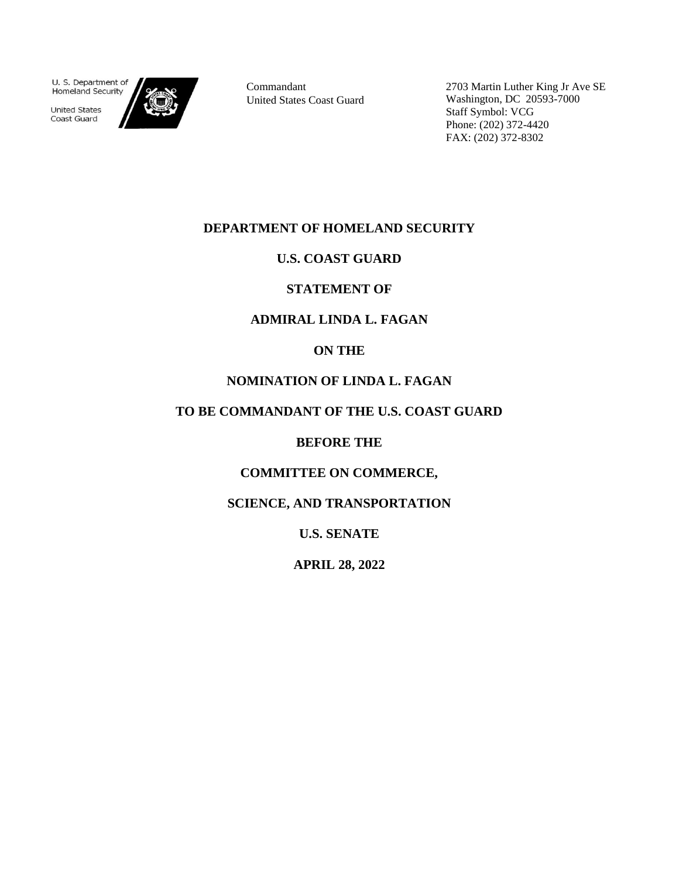U. S. Department of Homeland Security

United States Coast Guard

Commandant
United States Coast Guard

2703 Martin Luther King Jr Ave SE
Washington, DC 20593-7000
Staff Symbol: VCG
Phone: (202) 372-4420
FAX: (202) 372-8302

**DEPARTMENT OF HOMELAND SECURITY**

**U.S. COAST GUARD**

**STATEMENT OF**

**ADMIRAL LINDA L. FAGAN**

**ON THE**

**NOMINATION OF LINDA L. FAGAN**

**TO BE COMMANDANT OF THE U.S. COAST GUARD**

**BEFORE THE**

**COMMITTEE ON COMMERCE,**

**SCIENCE, AND TRANSPORTATION**

**U.S. SENATE**

**APRIL 28, 2022**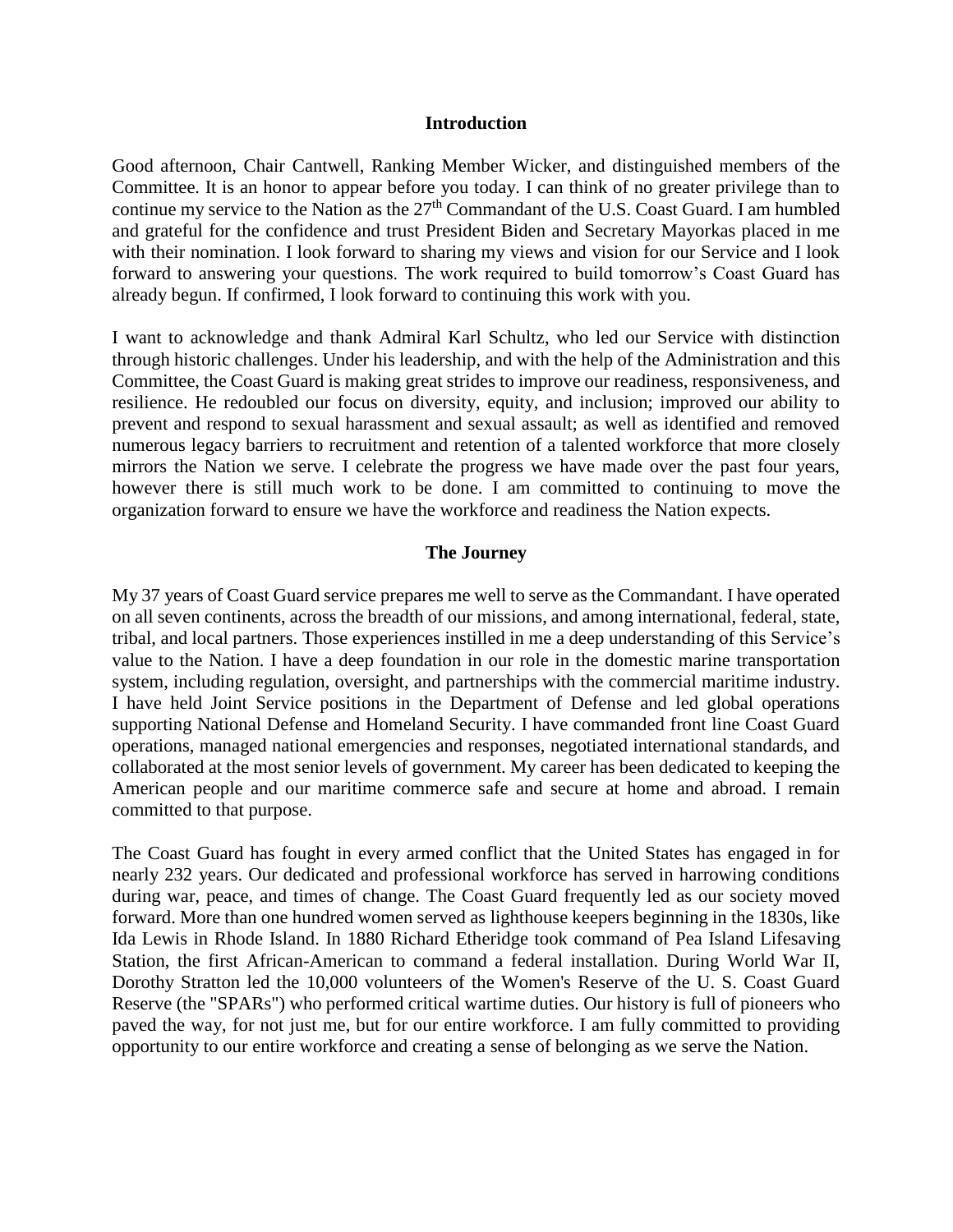## Introduction

Good afternoon, Chair Cantwell, Ranking Member Wicker, and distinguished members of the Committee. It is an honor to appear before you today. I can think of no greater privilege than to continue my service to the Nation as the 27th Commandant of the U.S. Coast Guard. I am humbled and grateful for the confidence and trust President Biden and Secretary Mayorkas placed in me with their nomination. I look forward to sharing my views and vision for our Service and I look forward to answering your questions. The work required to build tomorrow's Coast Guard has already begun. If confirmed, I look forward to continuing this work with you.

I want to acknowledge and thank Admiral Karl Schultz, who led our Service with distinction through historic challenges. Under his leadership, and with the help of the Administration and this Committee, the Coast Guard is making great strides to improve our readiness, responsiveness, and resilience. He redoubled our focus on diversity, equity, and inclusion; improved our ability to prevent and respond to sexual harassment and sexual assault; as well as identified and removed numerous legacy barriers to recruitment and retention of a talented workforce that more closely mirrors the Nation we serve. I celebrate the progress we have made over the past four years, however there is still much work to be done. I am committed to continuing to move the organization forward to ensure we have the workforce and readiness the Nation expects.

## The Journey

My 37 years of Coast Guard service prepares me well to serve as the Commandant. I have operated on all seven continents, across the breadth of our missions, and among international, federal, state, tribal, and local partners. Those experiences instilled in me a deep understanding of this Service's value to the Nation. I have a deep foundation in our role in the domestic marine transportation system, including regulation, oversight, and partnerships with the commercial maritime industry. I have held Joint Service positions in the Department of Defense and led global operations supporting National Defense and Homeland Security. I have commanded front line Coast Guard operations, managed national emergencies and responses, negotiated international standards, and collaborated at the most senior levels of government. My career has been dedicated to keeping the American people and our maritime commerce safe and secure at home and abroad. I remain committed to that purpose.

The Coast Guard has fought in every armed conflict that the United States has engaged in for nearly 232 years. Our dedicated and professional workforce has served in harrowing conditions during war, peace, and times of change. The Coast Guard frequently led as our society moved forward. More than one hundred women served as lighthouse keepers beginning in the 1830s, like Ida Lewis in Rhode Island. In 1880 Richard Etheridge took command of Pea Island Lifesaving Station, the first African-American to command a federal installation. During World War II, Dorothy Stratton led the 10,000 volunteers of the Women's Reserve of the U. S. Coast Guard Reserve (the "SPARs") who performed critical wartime duties. Our history is full of pioneers who paved the way, for not just me, but for our entire workforce. I am fully committed to providing opportunity to our entire workforce and creating a sense of belonging as we serve the Nation.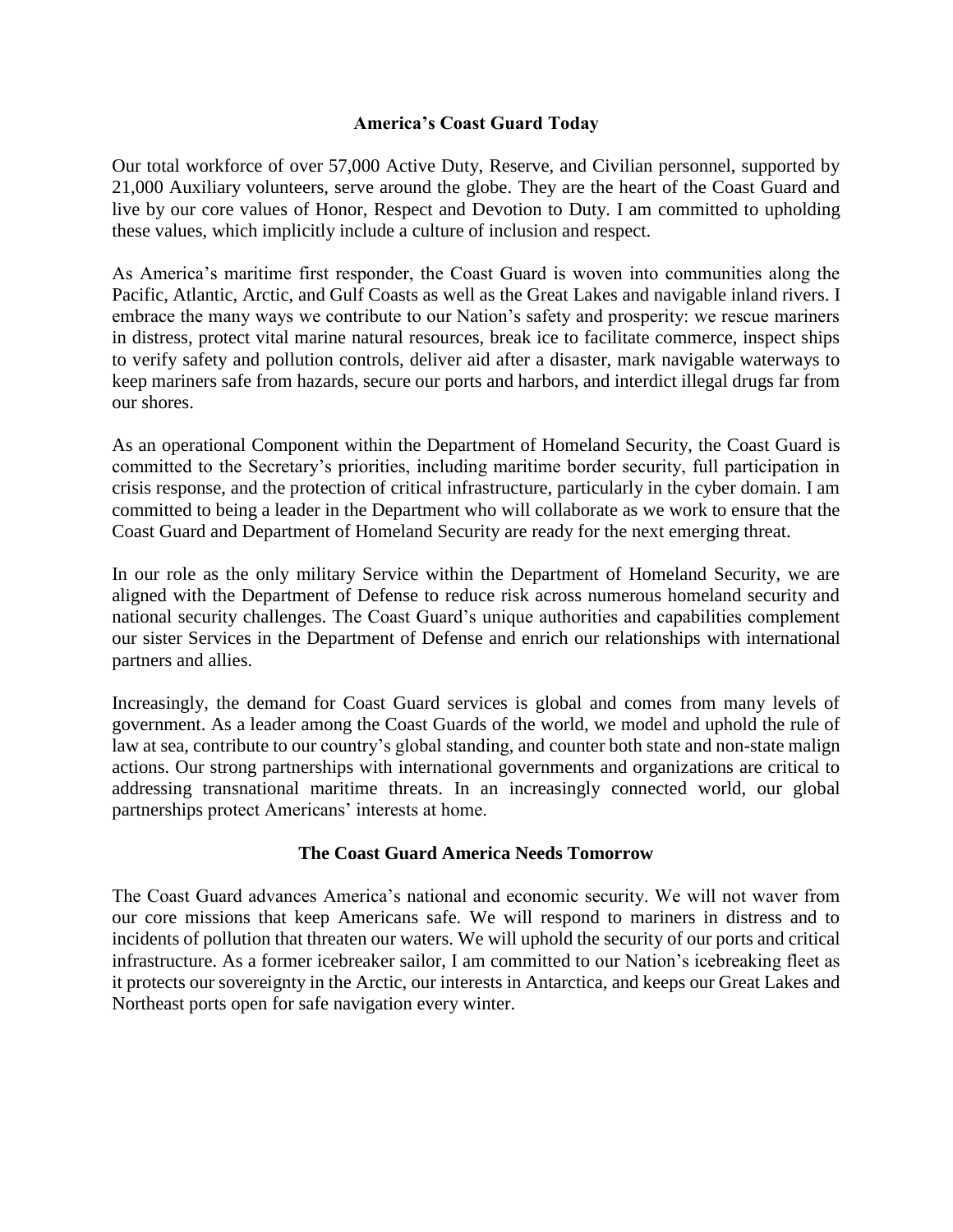## America's Coast Guard Today

Our total workforce of over 57,000 Active Duty, Reserve, and Civilian personnel, supported by 21,000 Auxiliary volunteers, serve around the globe. They are the heart of the Coast Guard and live by our core values of Honor, Respect and Devotion to Duty. I am committed to upholding these values, which implicitly include a culture of inclusion and respect.

As America's maritime first responder, the Coast Guard is woven into communities along the Pacific, Atlantic, Arctic, and Gulf Coasts as well as the Great Lakes and navigable inland rivers. I embrace the many ways we contribute to our Nation's safety and prosperity: we rescue mariners in distress, protect vital marine natural resources, break ice to facilitate commerce, inspect ships to verify safety and pollution controls, deliver aid after a disaster, mark navigable waterways to keep mariners safe from hazards, secure our ports and harbors, and interdict illegal drugs far from our shores.

As an operational Component within the Department of Homeland Security, the Coast Guard is committed to the Secretary's priorities, including maritime border security, full participation in crisis response, and the protection of critical infrastructure, particularly in the cyber domain. I am committed to being a leader in the Department who will collaborate as we work to ensure that the Coast Guard and Department of Homeland Security are ready for the next emerging threat.

In our role as the only military Service within the Department of Homeland Security, we are aligned with the Department of Defense to reduce risk across numerous homeland security and national security challenges. The Coast Guard's unique authorities and capabilities complement our sister Services in the Department of Defense and enrich our relationships with international partners and allies.

Increasingly, the demand for Coast Guard services is global and comes from many levels of government. As a leader among the Coast Guards of the world, we model and uphold the rule of law at sea, contribute to our country's global standing, and counter both state and non-state malign actions. Our strong partnerships with international governments and organizations are critical to addressing transnational maritime threats. In an increasingly connected world, our global partnerships protect Americans' interests at home.

## The Coast Guard America Needs Tomorrow

The Coast Guard advances America's national and economic security. We will not waver from our core missions that keep Americans safe. We will respond to mariners in distress and to incidents of pollution that threaten our waters. We will uphold the security of our ports and critical infrastructure. As a former icebreaker sailor, I am committed to our Nation's icebreaking fleet as it protects our sovereignty in the Arctic, our interests in Antarctica, and keeps our Great Lakes and Northeast ports open for safe navigation every winter.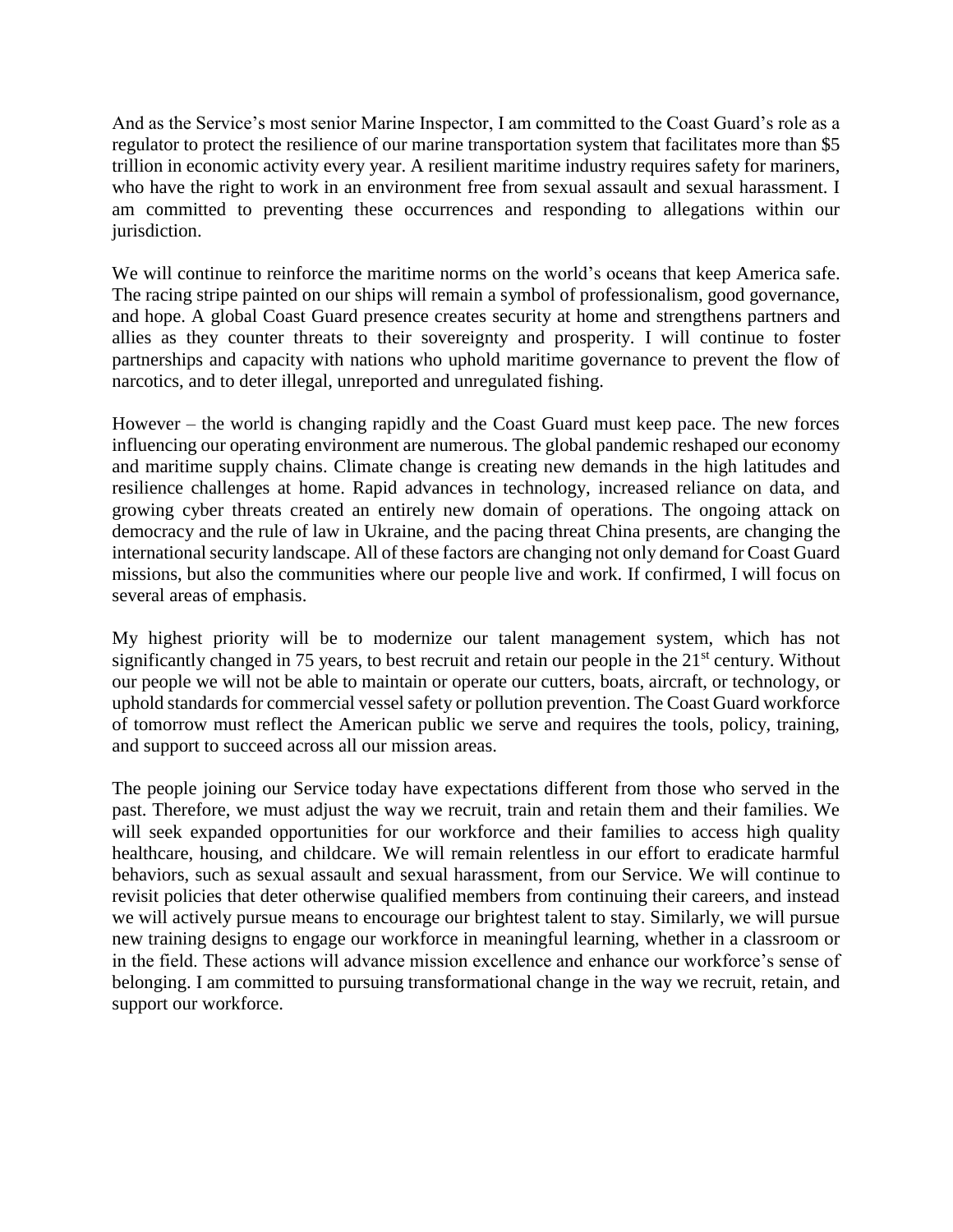And as the Service's most senior Marine Inspector, I am committed to the Coast Guard's role as a regulator to protect the resilience of our marine transportation system that facilitates more than $5 trillion in economic activity every year. A resilient maritime industry requires safety for mariners, who have the right to work in an environment free from sexual assault and sexual harassment. I am committed to preventing these occurrences and responding to allegations within our jurisdiction.

We will continue to reinforce the maritime norms on the world's oceans that keep America safe. The racing stripe painted on our ships will remain a symbol of professionalism, good governance, and hope. A global Coast Guard presence creates security at home and strengthens partners and allies as they counter threats to their sovereignty and prosperity. I will continue to foster partnerships and capacity with nations who uphold maritime governance to prevent the flow of narcotics, and to deter illegal, unreported and unregulated fishing.

However – the world is changing rapidly and the Coast Guard must keep pace. The new forces influencing our operating environment are numerous. The global pandemic reshaped our economy and maritime supply chains. Climate change is creating new demands in the high latitudes and resilience challenges at home. Rapid advances in technology, increased reliance on data, and growing cyber threats created an entirely new domain of operations. The ongoing attack on democracy and the rule of law in Ukraine, and the pacing threat China presents, are changing the international security landscape. All of these factors are changing not only demand for Coast Guard missions, but also the communities where our people live and work. If confirmed, I will focus on several areas of emphasis.

My highest priority will be to modernize our talent management system, which has not significantly changed in 75 years, to best recruit and retain our people in the 21st century. Without our people we will not be able to maintain or operate our cutters, boats, aircraft, or technology, or uphold standards for commercial vessel safety or pollution prevention. The Coast Guard workforce of tomorrow must reflect the American public we serve and requires the tools, policy, training, and support to succeed across all our mission areas.

The people joining our Service today have expectations different from those who served in the past. Therefore, we must adjust the way we recruit, train and retain them and their families. We will seek expanded opportunities for our workforce and their families to access high quality healthcare, housing, and childcare. We will remain relentless in our effort to eradicate harmful behaviors, such as sexual assault and sexual harassment, from our Service. We will continue to revisit policies that deter otherwise qualified members from continuing their careers, and instead we will actively pursue means to encourage our brightest talent to stay. Similarly, we will pursue new training designs to engage our workforce in meaningful learning, whether in a classroom or in the field. These actions will advance mission excellence and enhance our workforce's sense of belonging. I am committed to pursuing transformational change in the way we recruit, retain, and support our workforce.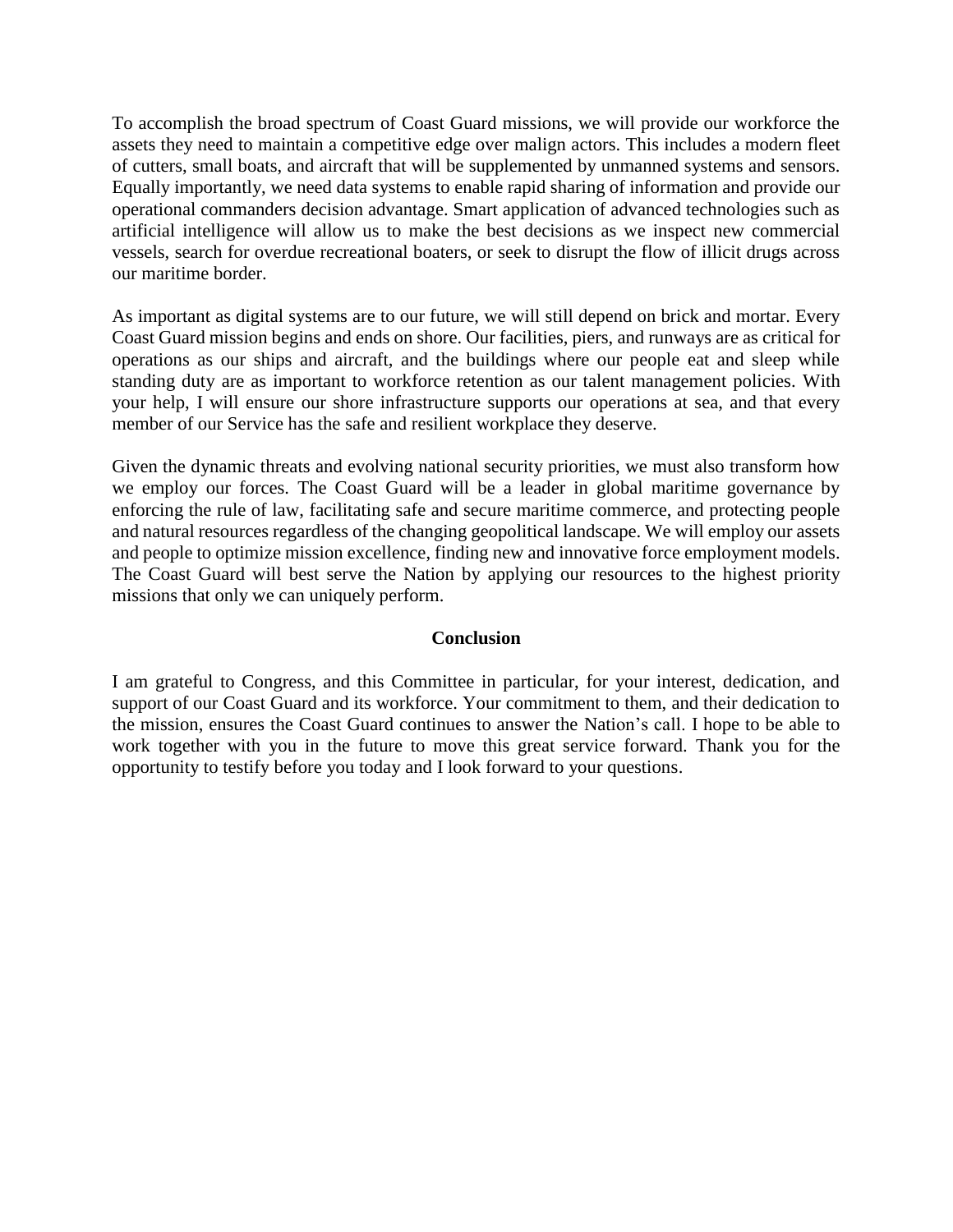To accomplish the broad spectrum of Coast Guard missions, we will provide our workforce the assets they need to maintain a competitive edge over malign actors. This includes a modern fleet of cutters, small boats, and aircraft that will be supplemented by unmanned systems and sensors. Equally importantly, we need data systems to enable rapid sharing of information and provide our operational commanders decision advantage. Smart application of advanced technologies such as artificial intelligence will allow us to make the best decisions as we inspect new commercial vessels, search for overdue recreational boaters, or seek to disrupt the flow of illicit drugs across our maritime border.

As important as digital systems are to our future, we will still depend on brick and mortar. Every Coast Guard mission begins and ends on shore. Our facilities, piers, and runways are as critical for operations as our ships and aircraft, and the buildings where our people eat and sleep while standing duty are as important to workforce retention as our talent management policies. With your help, I will ensure our shore infrastructure supports our operations at sea, and that every member of our Service has the safe and resilient workplace they deserve.

Given the dynamic threats and evolving national security priorities, we must also transform how we employ our forces. The Coast Guard will be a leader in global maritime governance by enforcing the rule of law, facilitating safe and secure maritime commerce, and protecting people and natural resources regardless of the changing geopolitical landscape. We will employ our assets and people to optimize mission excellence, finding new and innovative force employment models. The Coast Guard will best serve the Nation by applying our resources to the highest priority missions that only we can uniquely perform.

## Conclusion

I am grateful to Congress, and this Committee in particular, for your interest, dedication, and support of our Coast Guard and its workforce. Your commitment to them, and their dedication to the mission, ensures the Coast Guard continues to answer the Nation's call. I hope to be able to work together with you in the future to move this great service forward. Thank you for the opportunity to testify before you today and I look forward to your questions.